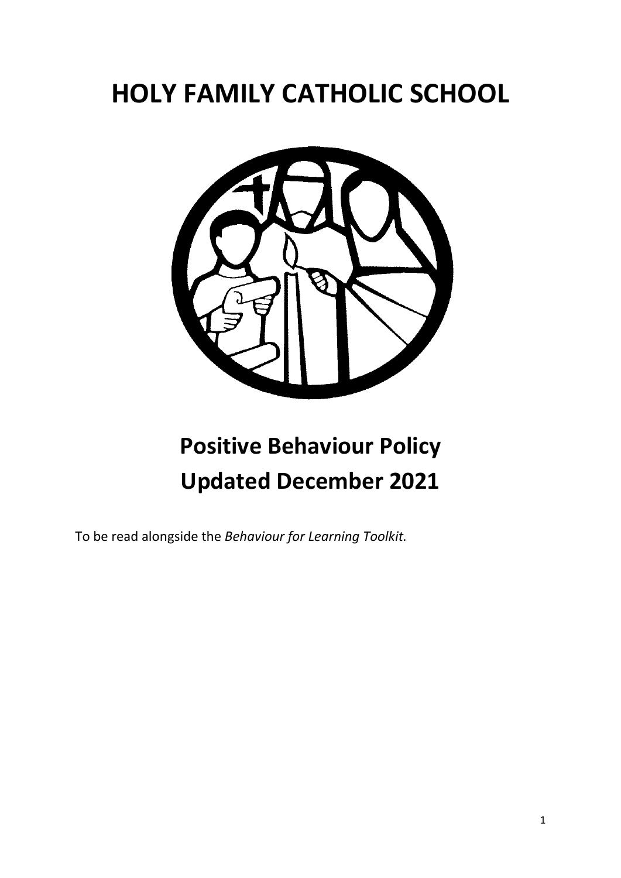# HOLY FAMILY CATHOLIC SCHOOL

## Positive Behaviour Policy
## Updated December 2021

To be read alongside the *Behaviour for Learning Toolkit.*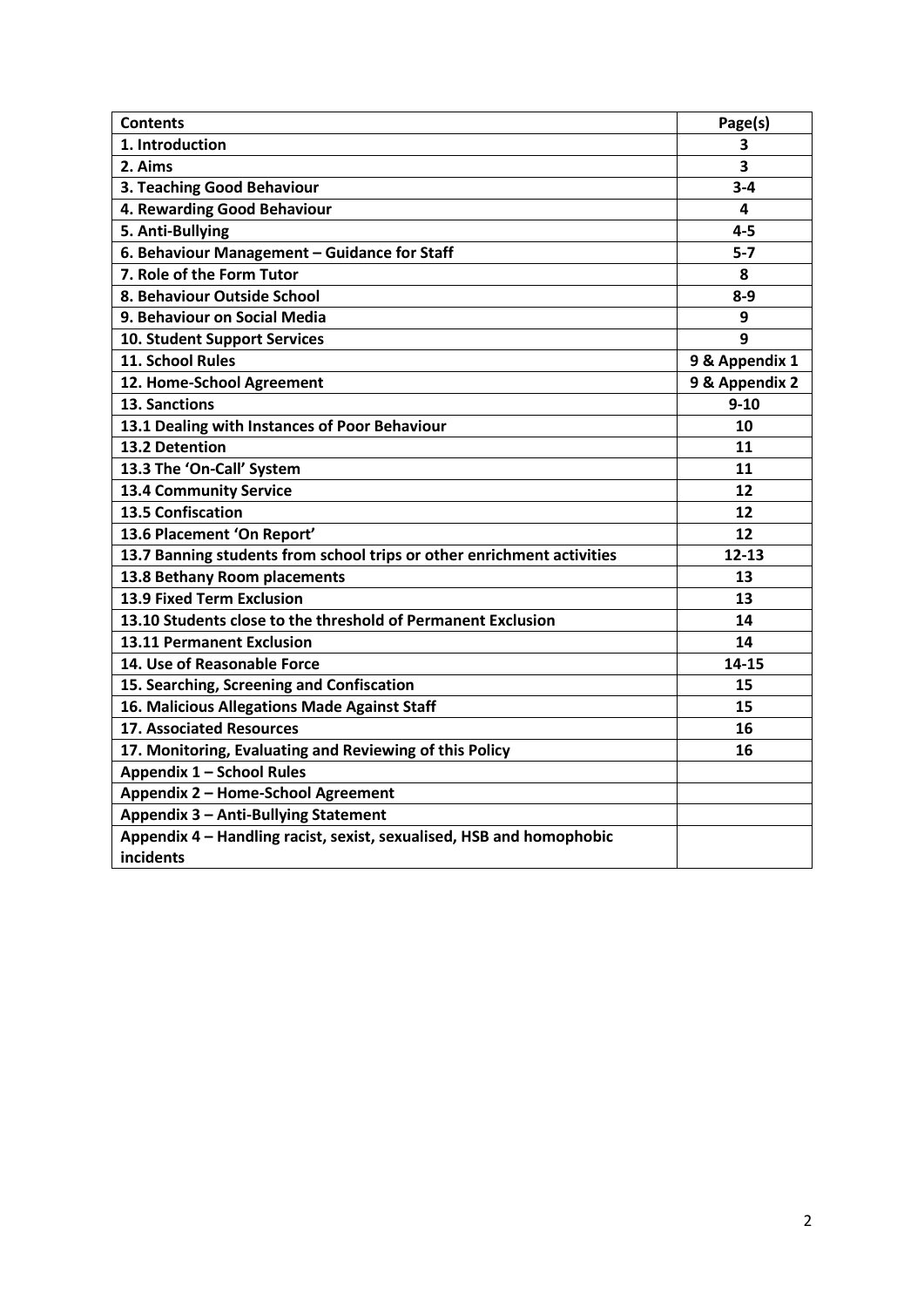| **Contents** | **Page(s)** |
|---|---|
| **1. Introduction** | **3** |
| **2. Aims** | **3** |
| **3. Teaching Good Behaviour** | **3-4** |
| **4. Rewarding Good Behaviour** | **4** |
| **5. Anti-Bullying** | **4-5** |
| **6. Behaviour Management – Guidance for Staff** | **5-7** |
| **7. Role of the Form Tutor** | **8** |
| **8. Behaviour Outside School** | **8-9** |
| **9. Behaviour on Social Media** | **9** |
| **10. Student Support Services** | **9** |
| **11. School Rules** | **9 & Appendix 1** |
| **12. Home-School Agreement** | **9 & Appendix 2** |
| **13. Sanctions** | **9-10** |
| **13.1 Dealing with Instances of Poor Behaviour** | **10** |
| **13.2 Detention** | **11** |
| **13.3 The 'On-Call' System** | **11** |
| **13.4 Community Service** | **12** |
| **13.5 Confiscation** | **12** |
| **13.6 Placement 'On Report'** | **12** |
| **13.7 Banning students from school trips or other enrichment activities** | **12-13** |
| **13.8 Bethany Room placements** | **13** |
| **13.9 Fixed Term Exclusion** | **13** |
| **13.10 Students close to the threshold of Permanent Exclusion** | **14** |
| **13.11 Permanent Exclusion** | **14** |
| **14. Use of Reasonable Force** | **14-15** |
| **15. Searching, Screening and Confiscation** | **15** |
| **16. Malicious Allegations Made Against Staff** | **15** |
| **17. Associated Resources** | **16** |
| **17. Monitoring, Evaluating and Reviewing of this Policy** | **16** |
| **Appendix 1 – School Rules** | |
| **Appendix 2 – Home-School Agreement** | |
| **Appendix 3 – Anti-Bullying Statement** | |
| **Appendix 4 – Handling racist, sexist, sexualised, HSB and homophobic incidents** | |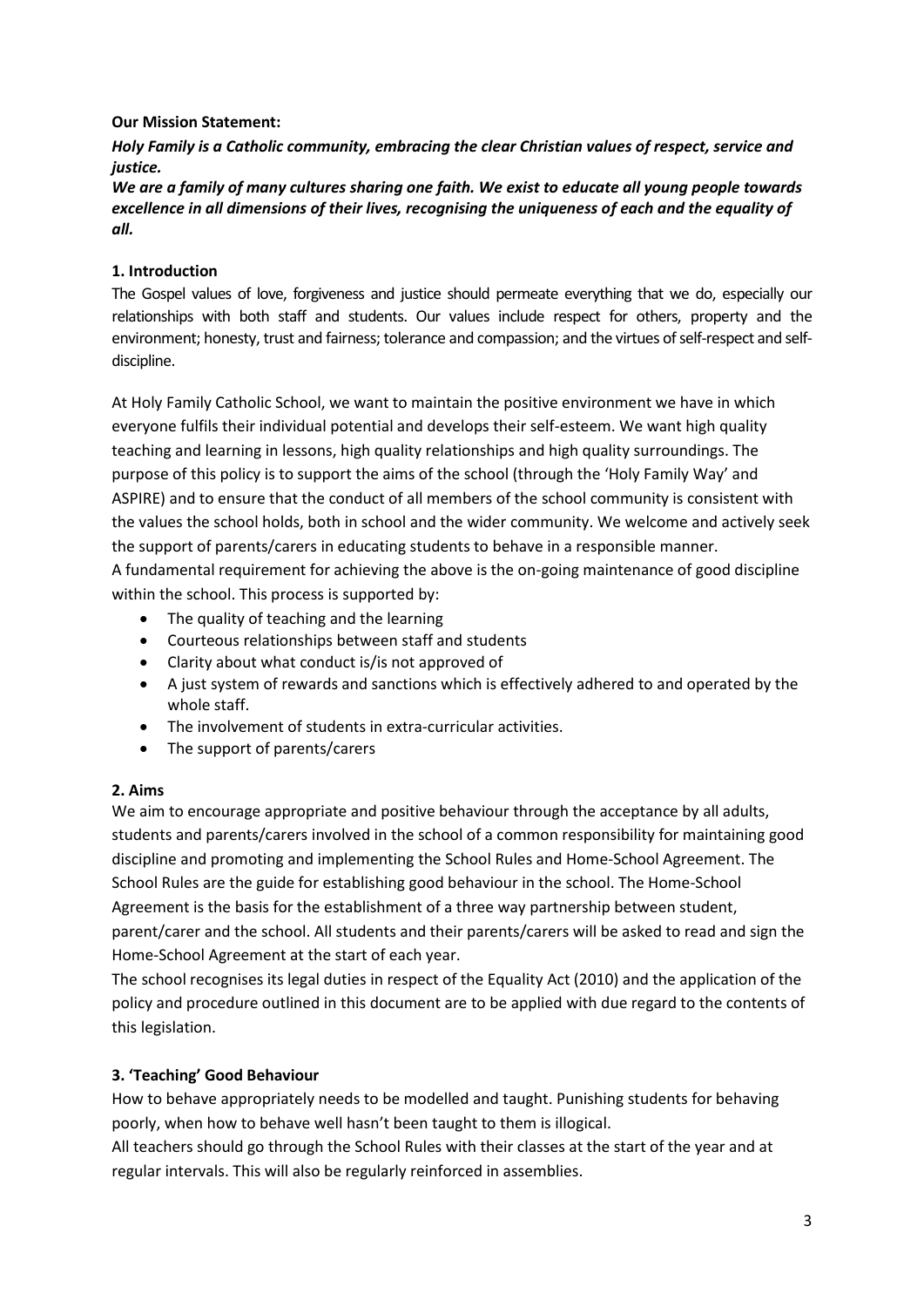**Our Mission Statement:**

***Holy Family is a Catholic community, embracing the clear Christian values of respect, service and justice.***

***We are a family of many cultures sharing one faith. We exist to educate all young people towards excellence in all dimensions of their lives, recognising the uniqueness of each and the equality of all.***

**1. Introduction**

The Gospel values of love, forgiveness and justice should permeate everything that we do, especially our relationships with both staff and students. Our values include respect for others, property and the environment; honesty, trust and fairness; tolerance and compassion; and the virtues of self-respect and self-discipline.

At Holy Family Catholic School, we want to maintain the positive environment we have in which everyone fulfils their individual potential and develops their self-esteem. We want high quality teaching and learning in lessons, high quality relationships and high quality surroundings. The purpose of this policy is to support the aims of the school (through the 'Holy Family Way' and ASPIRE) and to ensure that the conduct of all members of the school community is consistent with the values the school holds, both in school and the wider community. We welcome and actively seek the support of parents/carers in educating students to behave in a responsible manner.
A fundamental requirement for achieving the above is the on-going maintenance of good discipline within the school. This process is supported by:

- The quality of teaching and the learning
- Courteous relationships between staff and students
- Clarity about what conduct is/is not approved of
- A just system of rewards and sanctions which is effectively adhered to and operated by the whole staff.
- The involvement of students in extra-curricular activities.
- The support of parents/carers

**2. Aims**

We aim to encourage appropriate and positive behaviour through the acceptance by all adults, students and parents/carers involved in the school of a common responsibility for maintaining good discipline and promoting and implementing the School Rules and Home-School Agreement. The School Rules are the guide for establishing good behaviour in the school. The Home-School Agreement is the basis for the establishment of a three way partnership between student, parent/carer and the school. All students and their parents/carers will be asked to read and sign the Home-School Agreement at the start of each year.
The school recognises its legal duties in respect of the Equality Act (2010) and the application of the policy and procedure outlined in this document are to be applied with due regard to the contents of this legislation.

**3. 'Teaching' Good Behaviour**

How to behave appropriately needs to be modelled and taught. Punishing students for behaving poorly, when how to behave well hasn't been taught to them is illogical.
All teachers should go through the School Rules with their classes at the start of the year and at regular intervals. This will also be regularly reinforced in assemblies.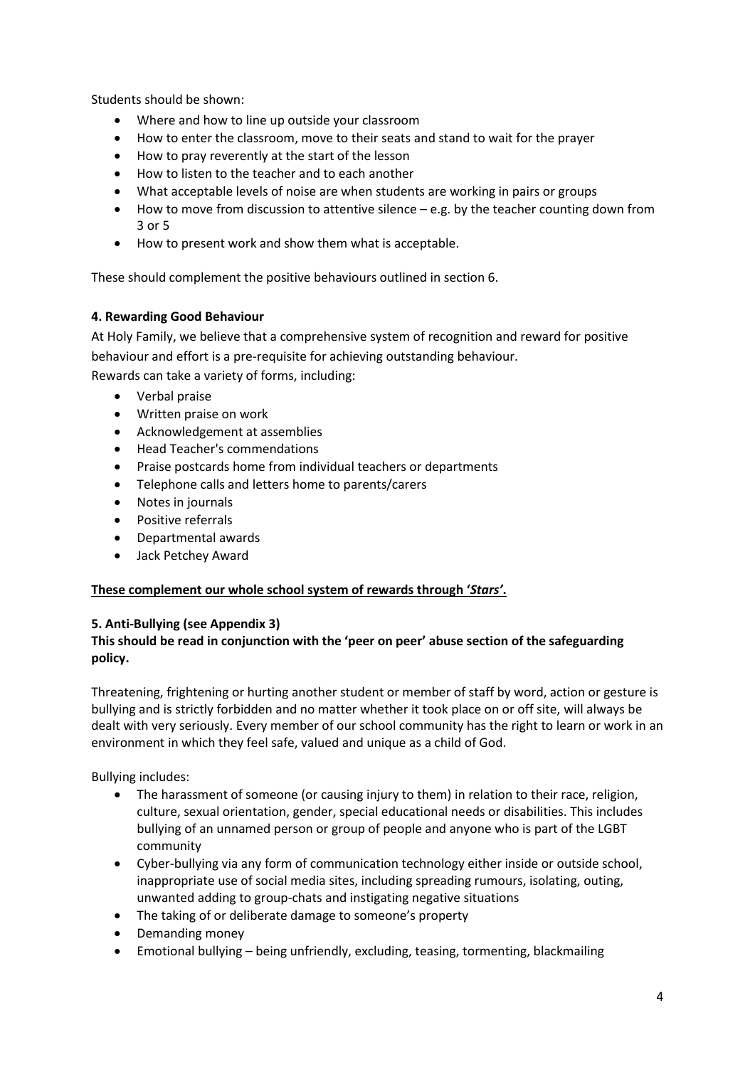Students should be shown:

- Where and how to line up outside your classroom
- How to enter the classroom, move to their seats and stand to wait for the prayer
- How to pray reverently at the start of the lesson
- How to listen to the teacher and to each another
- What acceptable levels of noise are when students are working in pairs or groups
- How to move from discussion to attentive silence – e.g. by the teacher counting down from 3 or 5
- How to present work and show them what is acceptable.

These should complement the positive behaviours outlined in section 6.

**4. Rewarding Good Behaviour**

At Holy Family, we believe that a comprehensive system of recognition and reward for positive behaviour and effort is a pre-requisite for achieving outstanding behaviour.
Rewards can take a variety of forms, including:

- Verbal praise
- Written praise on work
- Acknowledgement at assemblies
- Head Teacher's commendations
- Praise postcards home from individual teachers or departments
- Telephone calls and letters home to parents/carers
- Notes in journals
- Positive referrals
- Departmental awards
- Jack Petchey Award

**These complement our whole school system of rewards through '*Stars'*.**

**5. Anti-Bullying (see Appendix 3)**

**This should be read in conjunction with the 'peer on peer' abuse section of the safeguarding policy.**

Threatening, frightening or hurting another student or member of staff by word, action or gesture is bullying and is strictly forbidden and no matter whether it took place on or off site, will always be dealt with very seriously. Every member of our school community has the right to learn or work in an environment in which they feel safe, valued and unique as a child of God.

Bullying includes:

- The harassment of someone (or causing injury to them) in relation to their race, religion, culture, sexual orientation, gender, special educational needs or disabilities. This includes bullying of an unnamed person or group of people and anyone who is part of the LGBT community
- Cyber-bullying via any form of communication technology either inside or outside school, inappropriate use of social media sites, including spreading rumours, isolating, outing, unwanted adding to group-chats and instigating negative situations
- The taking of or deliberate damage to someone's property
- Demanding money
- Emotional bullying – being unfriendly, excluding, teasing, tormenting, blackmailing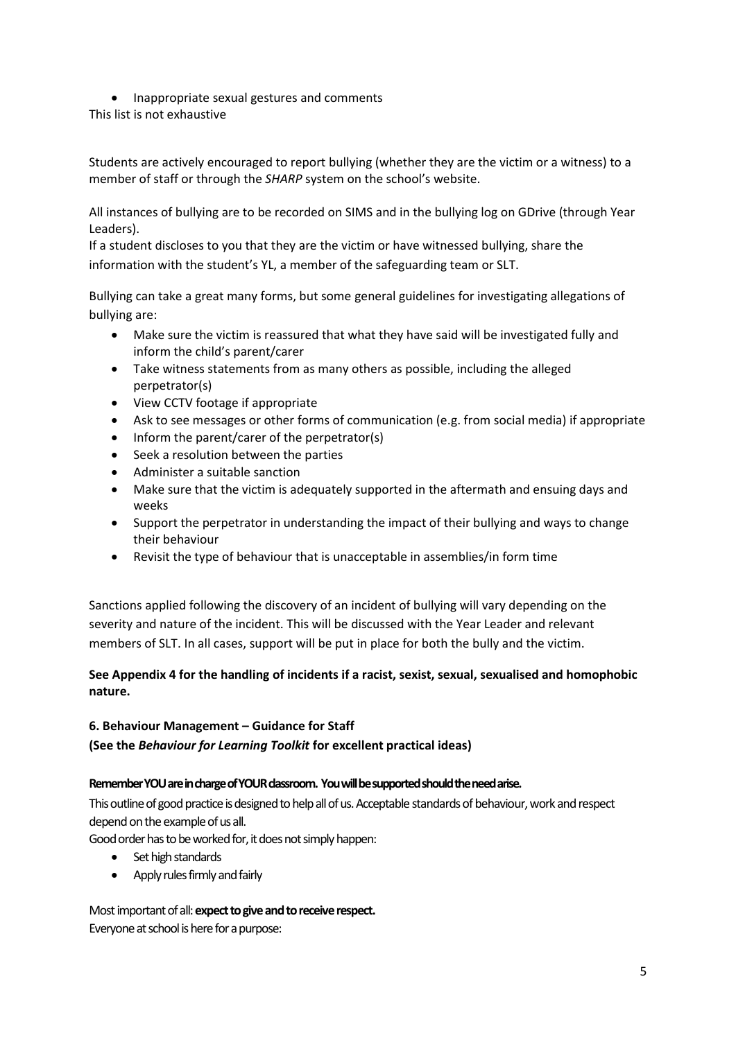- Inappropriate sexual gestures and comments

This list is not exhaustive

Students are actively encouraged to report bullying (whether they are the victim or a witness) to a member of staff or through the *SHARP* system on the school's website.

All instances of bullying are to be recorded on SIMS and in the bullying log on GDrive (through Year Leaders).

If a student discloses to you that they are the victim or have witnessed bullying, share the information with the student's YL, a member of the safeguarding team or SLT.

Bullying can take a great many forms, but some general guidelines for investigating allegations of bullying are:

- Make sure the victim is reassured that what they have said will be investigated fully and inform the child's parent/carer
- Take witness statements from as many others as possible, including the alleged perpetrator(s)
- View CCTV footage if appropriate
- Ask to see messages or other forms of communication (e.g. from social media) if appropriate
- Inform the parent/carer of the perpetrator(s)
- Seek a resolution between the parties
- Administer a suitable sanction
- Make sure that the victim is adequately supported in the aftermath and ensuing days and weeks
- Support the perpetrator in understanding the impact of their bullying and ways to change their behaviour
- Revisit the type of behaviour that is unacceptable in assemblies/in form time

Sanctions applied following the discovery of an incident of bullying will vary depending on the severity and nature of the incident. This will be discussed with the Year Leader and relevant members of SLT. In all cases, support will be put in place for both the bully and the victim.

**See Appendix 4 for the handling of incidents if a racist, sexist, sexual, sexualised and homophobic nature.**

## 6. Behaviour Management – Guidance for Staff

**(See the *Behaviour for Learning Toolkit* for excellent practical ideas)**

**Remember YOU are in charge of YOUR classroom. You will be supported should the need arise.**

This outline of good practice is designed to help all of us. Acceptable standards of behaviour, work and respect depend on the example of us all.

Good order has to be worked for, it does not simply happen:

- Set high standards
- Apply rules firmly and fairly

Most important of all: **expect to give and to receive respect.**

Everyone at school is here for a purpose: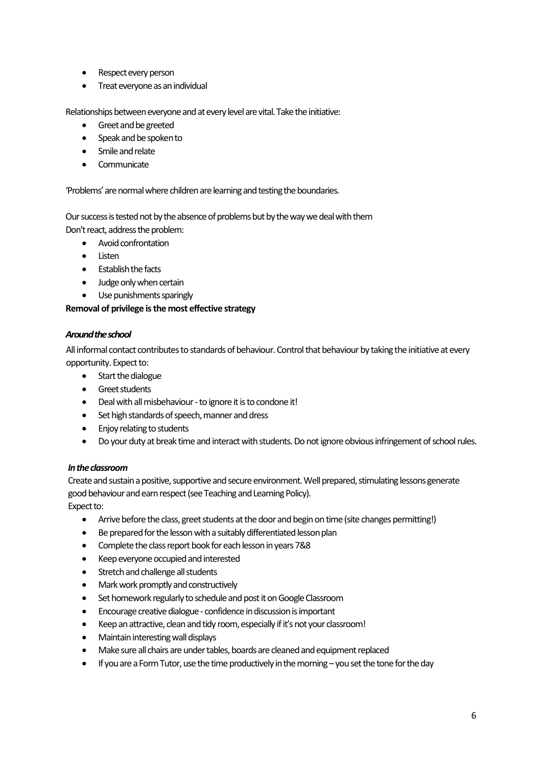- Respect every person
- Treat everyone as an individual

Relationships between everyone and at every level are vital. Take the initiative:

- Greet and be greeted
- Speak and be spoken to
- Smile and relate
- Communicate

'Problems' are normal where children are learning and testing the boundaries.

Our success is tested not by the absence of problems but by the way we deal with them
Don't react, address the problem:

- Avoid confrontation
- Listen
- Establish the facts
- Judge only when certain
- Use punishments sparingly

**Removal of privilege is the most effective strategy**

***Around the school***

All informal contact contributes to standards of behaviour. Control that behaviour by taking the initiative at every opportunity. Expect to:

- Start the dialogue
- Greet students
- Deal with all misbehaviour - to ignore it is to condone it!
- Set high standards of speech, manner and dress
- Enjoy relating to students
- Do your duty at break time and interact with students. Do not ignore obvious infringement of school rules.

***In the classroom***

Create and sustain a positive, supportive and secure environment. Well prepared, stimulating lessons generate good behaviour and earn respect (see Teaching and Learning Policy).
Expect to:

- Arrive before the class, greet students at the door and begin on time (site changes permitting!)
- Be prepared for the lesson with a suitably differentiated lesson plan
- Complete the class report book for each lesson in years 7&8
- Keep everyone occupied and interested
- Stretch and challenge all students
- Mark work promptly and constructively
- Set homework regularly to schedule and post it on Google Classroom
- Encourage creative dialogue - confidence in discussion is important
- Keep an attractive, clean and tidy room, especially if it's not your classroom!
- Maintain interesting wall displays
- Make sure all chairs are under tables, boards are cleaned and equipment replaced
- If you are a Form Tutor, use the time productively in the morning – you set the tone for the day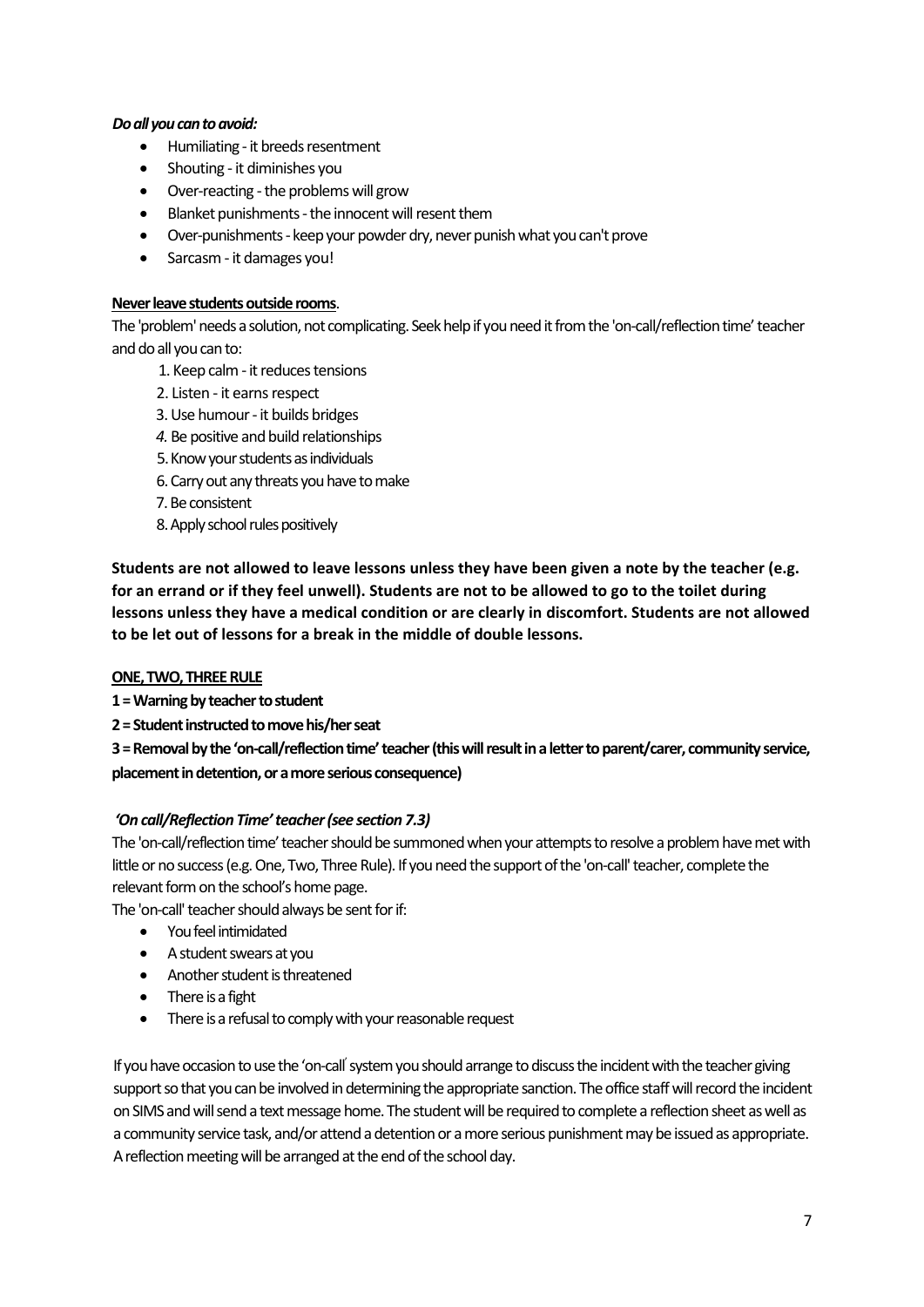***Do all you can to avoid:***

- Humiliating - it breeds resentment
- Shouting - it diminishes you
- Over-reacting - the problems will grow
- Blanket punishments - the innocent will resent them
- Over-punishments - keep your powder dry, never punish what you can't prove
- Sarcasm - it damages you!

**Never leave students outside rooms**.

The 'problem' needs a solution, not complicating. Seek help if you need it from the 'on-call/reflection time' teacher and do all you can to:

1. Keep calm - it reduces tensions
2. Listen - it earns respect
3. Use humour - it builds bridges
4. Be positive and build relationships
5. Know your students as individuals
6. Carry out any threats you have to make
7. Be consistent
8. Apply school rules positively

**Students are not allowed to leave lessons unless they have been given a note by the teacher (e.g. for an errand or if they feel unwell). Students are not to be allowed to go to the toilet during lessons unless they have a medical condition or are clearly in discomfort. Students are not allowed to be let out of lessons for a break in the middle of double lessons.**

**ONE, TWO, THREE RULE**

**1 = Warning by teacher to student**

**2 = Student instructed to move his/her seat**

**3 = Removal by the 'on-call/reflection time' teacher (this will result in a letter to parent/carer, community service, placement in detention, or a more serious consequence)**

***'On call/Reflection Time' teacher (see section 7.3)***

The 'on-call/reflection time' teacher should be summoned when your attempts to resolve a problem have met with little or no success (e.g. One, Two, Three Rule). If you need the support of the 'on-call' teacher, complete the relevant form on the school's home page.

The 'on-call' teacher should always be sent for if:

- You feel intimidated
- A student swears at you
- Another student is threatened
- There is a fight
- There is a refusal to comply with your reasonable request

If you have occasion to use the 'on-call' system you should arrange to discuss the incident with the teacher giving support so that you can be involved in determining the appropriate sanction. The office staff will record the incident on SIMS and will send a text message home. The student will be required to complete a reflection sheet as well as a community service task, and/or attend a detention or a more serious punishment may be issued as appropriate. A reflection meeting will be arranged at the end of the school day.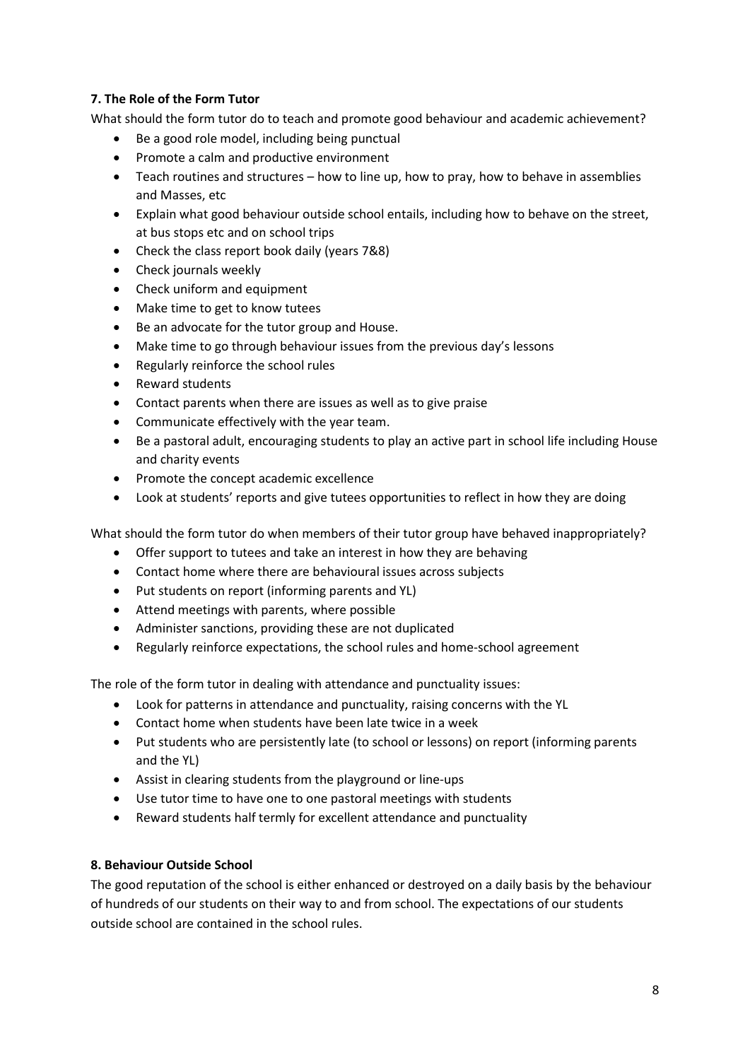## 7. The Role of the Form Tutor

What should the form tutor do to teach and promote good behaviour and academic achievement?

- Be a good role model, including being punctual
- Promote a calm and productive environment
- Teach routines and structures – how to line up, how to pray, how to behave in assemblies and Masses, etc
- Explain what good behaviour outside school entails, including how to behave on the street, at bus stops etc and on school trips
- Check the class report book daily (years 7&8)
- Check journals weekly
- Check uniform and equipment
- Make time to get to know tutees
- Be an advocate for the tutor group and House.
- Make time to go through behaviour issues from the previous day's lessons
- Regularly reinforce the school rules
- Reward students
- Contact parents when there are issues as well as to give praise
- Communicate effectively with the year team.
- Be a pastoral adult, encouraging students to play an active part in school life including House and charity events
- Promote the concept academic excellence
- Look at students' reports and give tutees opportunities to reflect in how they are doing

What should the form tutor do when members of their tutor group have behaved inappropriately?

- Offer support to tutees and take an interest in how they are behaving
- Contact home where there are behavioural issues across subjects
- Put students on report (informing parents and YL)
- Attend meetings with parents, where possible
- Administer sanctions, providing these are not duplicated
- Regularly reinforce expectations, the school rules and home-school agreement

The role of the form tutor in dealing with attendance and punctuality issues:

- Look for patterns in attendance and punctuality, raising concerns with the YL
- Contact home when students have been late twice in a week
- Put students who are persistently late (to school or lessons) on report (informing parents and the YL)
- Assist in clearing students from the playground or line-ups
- Use tutor time to have one to one pastoral meetings with students
- Reward students half termly for excellent attendance and punctuality

## 8. Behaviour Outside School

The good reputation of the school is either enhanced or destroyed on a daily basis by the behaviour of hundreds of our students on their way to and from school. The expectations of our students outside school are contained in the school rules.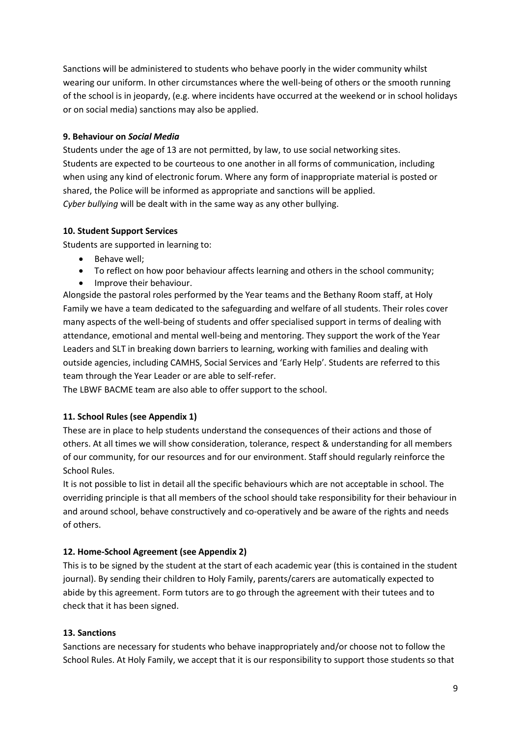Sanctions will be administered to students who behave poorly in the wider community whilst wearing our uniform. In other circumstances where the well-being of others or the smooth running of the school is in jeopardy, (e.g. where incidents have occurred at the weekend or in school holidays or on social media) sanctions may also be applied.

### 9. Behaviour on *Social Media*

Students under the age of 13 are not permitted, by law, to use social networking sites.
Students are expected to be courteous to one another in all forms of communication, including when using any kind of electronic forum. Where any form of inappropriate material is posted or shared, the Police will be informed as appropriate and sanctions will be applied.
*Cyber bullying* will be dealt with in the same way as any other bullying.

### 10. Student Support Services

Students are supported in learning to:

- Behave well;
- To reflect on how poor behaviour affects learning and others in the school community;
- Improve their behaviour.

Alongside the pastoral roles performed by the Year teams and the Bethany Room staff, at Holy Family we have a team dedicated to the safeguarding and welfare of all students. Their roles cover many aspects of the well-being of students and offer specialised support in terms of dealing with attendance, emotional and mental well-being and mentoring. They support the work of the Year Leaders and SLT in breaking down barriers to learning, working with families and dealing with outside agencies, including CAMHS, Social Services and 'Early Help'. Students are referred to this team through the Year Leader or are able to self-refer.
The LBWF BACME team are also able to offer support to the school.

### 11. School Rules (see Appendix 1)

These are in place to help students understand the consequences of their actions and those of others. At all times we will show consideration, tolerance, respect & understanding for all members of our community, for our resources and for our environment. Staff should regularly reinforce the School Rules.
It is not possible to list in detail all the specific behaviours which are not acceptable in school. The overriding principle is that all members of the school should take responsibility for their behaviour in and around school, behave constructively and co-operatively and be aware of the rights and needs of others.

### 12. Home-School Agreement (see Appendix 2)

This is to be signed by the student at the start of each academic year (this is contained in the student journal). By sending their children to Holy Family, parents/carers are automatically expected to abide by this agreement. Form tutors are to go through the agreement with their tutees and to check that it has been signed.

### 13. Sanctions

Sanctions are necessary for students who behave inappropriately and/or choose not to follow the School Rules. At Holy Family, we accept that it is our responsibility to support those students so that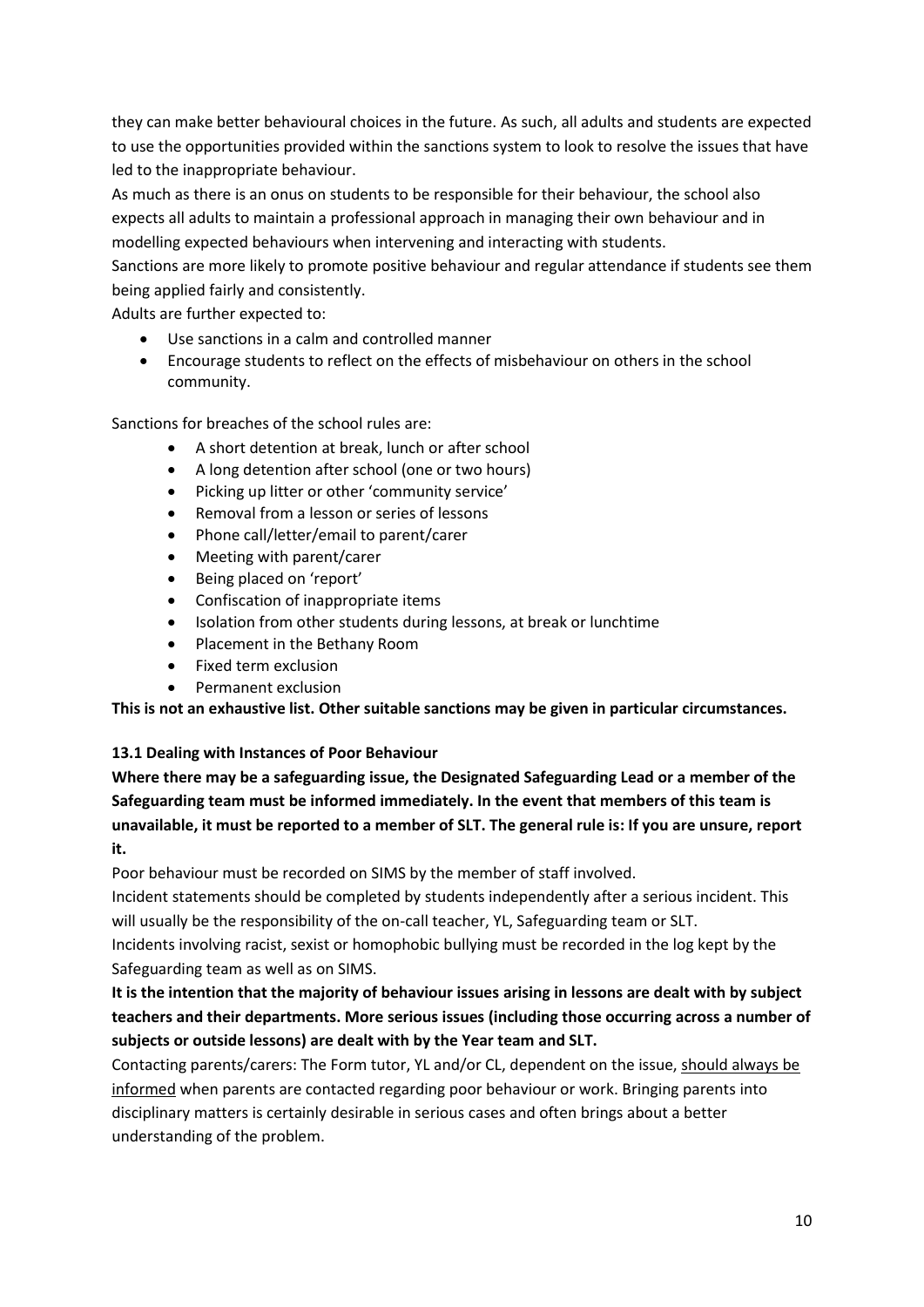they can make better behavioural choices in the future. As such, all adults and students are expected to use the opportunities provided within the sanctions system to look to resolve the issues that have led to the inappropriate behaviour.

As much as there is an onus on students to be responsible for their behaviour, the school also expects all adults to maintain a professional approach in managing their own behaviour and in modelling expected behaviours when intervening and interacting with students.

Sanctions are more likely to promote positive behaviour and regular attendance if students see them being applied fairly and consistently.

Adults are further expected to:

- Use sanctions in a calm and controlled manner
- Encourage students to reflect on the effects of misbehaviour on others in the school community.

Sanctions for breaches of the school rules are:

- A short detention at break, lunch or after school
- A long detention after school (one or two hours)
- Picking up litter or other 'community service'
- Removal from a lesson or series of lessons
- Phone call/letter/email to parent/carer
- Meeting with parent/carer
- Being placed on 'report'
- Confiscation of inappropriate items
- Isolation from other students during lessons, at break or lunchtime
- Placement in the Bethany Room
- Fixed term exclusion
- Permanent exclusion

**This is not an exhaustive list. Other suitable sanctions may be given in particular circumstances.**

### 13.1 Dealing with Instances of Poor Behaviour

**Where there may be a safeguarding issue, the Designated Safeguarding Lead or a member of the Safeguarding team must be informed immediately. In the event that members of this team is unavailable, it must be reported to a member of SLT. The general rule is: If you are unsure, report it.**

Poor behaviour must be recorded on SIMS by the member of staff involved.

Incident statements should be completed by students independently after a serious incident. This will usually be the responsibility of the on-call teacher, YL, Safeguarding team or SLT.

Incidents involving racist, sexist or homophobic bullying must be recorded in the log kept by the Safeguarding team as well as on SIMS.

**It is the intention that the majority of behaviour issues arising in lessons are dealt with by subject teachers and their departments. More serious issues (including those occurring across a number of subjects or outside lessons) are dealt with by the Year team and SLT.**

Contacting parents/carers: The Form tutor, YL and/or CL, dependent on the issue, <u>should always be informed</u> when parents are contacted regarding poor behaviour or work. Bringing parents into disciplinary matters is certainly desirable in serious cases and often brings about a better understanding of the problem.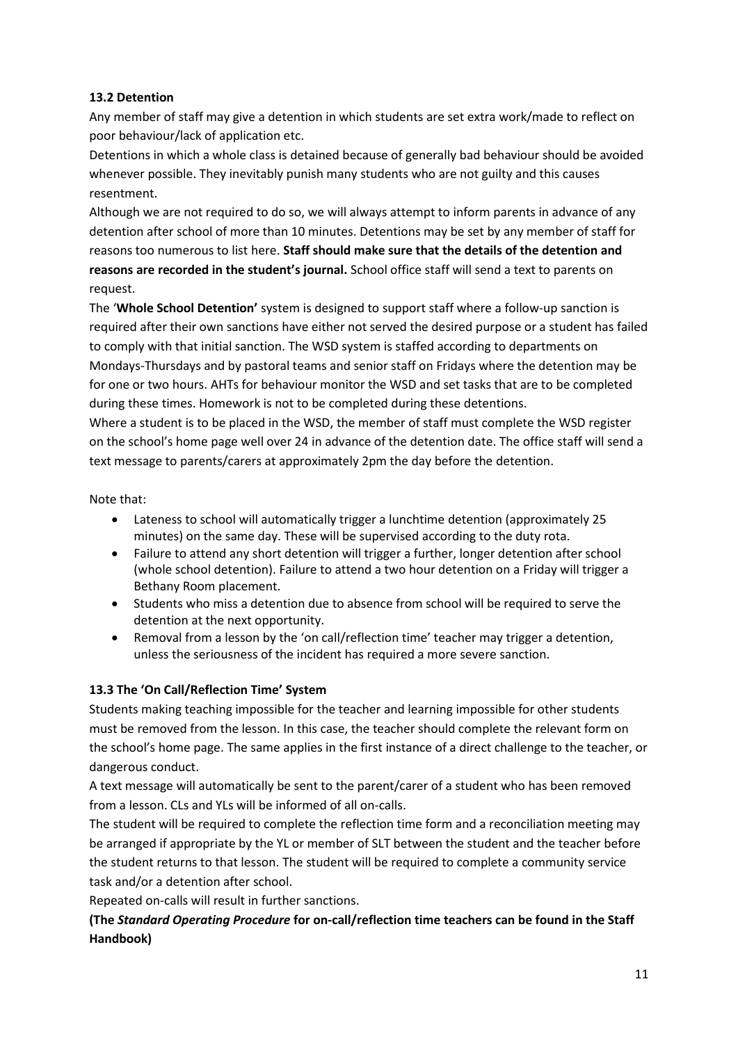### 13.2 Detention

Any member of staff may give a detention in which students are set extra work/made to reflect on poor behaviour/lack of application etc.

Detentions in which a whole class is detained because of generally bad behaviour should be avoided whenever possible. They inevitably punish many students who are not guilty and this causes resentment.

Although we are not required to do so, we will always attempt to inform parents in advance of any detention after school of more than 10 minutes. Detentions may be set by any member of staff for reasons too numerous to list here. **Staff should make sure that the details of the detention and reasons are recorded in the student's journal.** School office staff will send a text to parents on request.

The '**Whole School Detention'** system is designed to support staff where a follow-up sanction is required after their own sanctions have either not served the desired purpose or a student has failed to comply with that initial sanction. The WSD system is staffed according to departments on Mondays-Thursdays and by pastoral teams and senior staff on Fridays where the detention may be for one or two hours. AHTs for behaviour monitor the WSD and set tasks that are to be completed during these times. Homework is not to be completed during these detentions.

Where a student is to be placed in the WSD, the member of staff must complete the WSD register on the school's home page well over 24 in advance of the detention date. The office staff will send a text message to parents/carers at approximately 2pm the day before the detention.

Note that:

- Lateness to school will automatically trigger a lunchtime detention (approximately 25 minutes) on the same day. These will be supervised according to the duty rota.
- Failure to attend any short detention will trigger a further, longer detention after school (whole school detention). Failure to attend a two hour detention on a Friday will trigger a Bethany Room placement.
- Students who miss a detention due to absence from school will be required to serve the detention at the next opportunity.
- Removal from a lesson by the 'on call/reflection time' teacher may trigger a detention, unless the seriousness of the incident has required a more severe sanction.

### 13.3 The 'On Call/Reflection Time' System

Students making teaching impossible for the teacher and learning impossible for other students must be removed from the lesson. In this case, the teacher should complete the relevant form on the school's home page. The same applies in the first instance of a direct challenge to the teacher, or dangerous conduct.

A text message will automatically be sent to the parent/carer of a student who has been removed from a lesson. CLs and YLs will be informed of all on-calls.

The student will be required to complete the reflection time form and a reconciliation meeting may be arranged if appropriate by the YL or member of SLT between the student and the teacher before the student returns to that lesson. The student will be required to complete a community service task and/or a detention after school.

Repeated on-calls will result in further sanctions.

**(The *Standard Operating Procedure* for on-call/reflection time teachers can be found in the Staff Handbook)**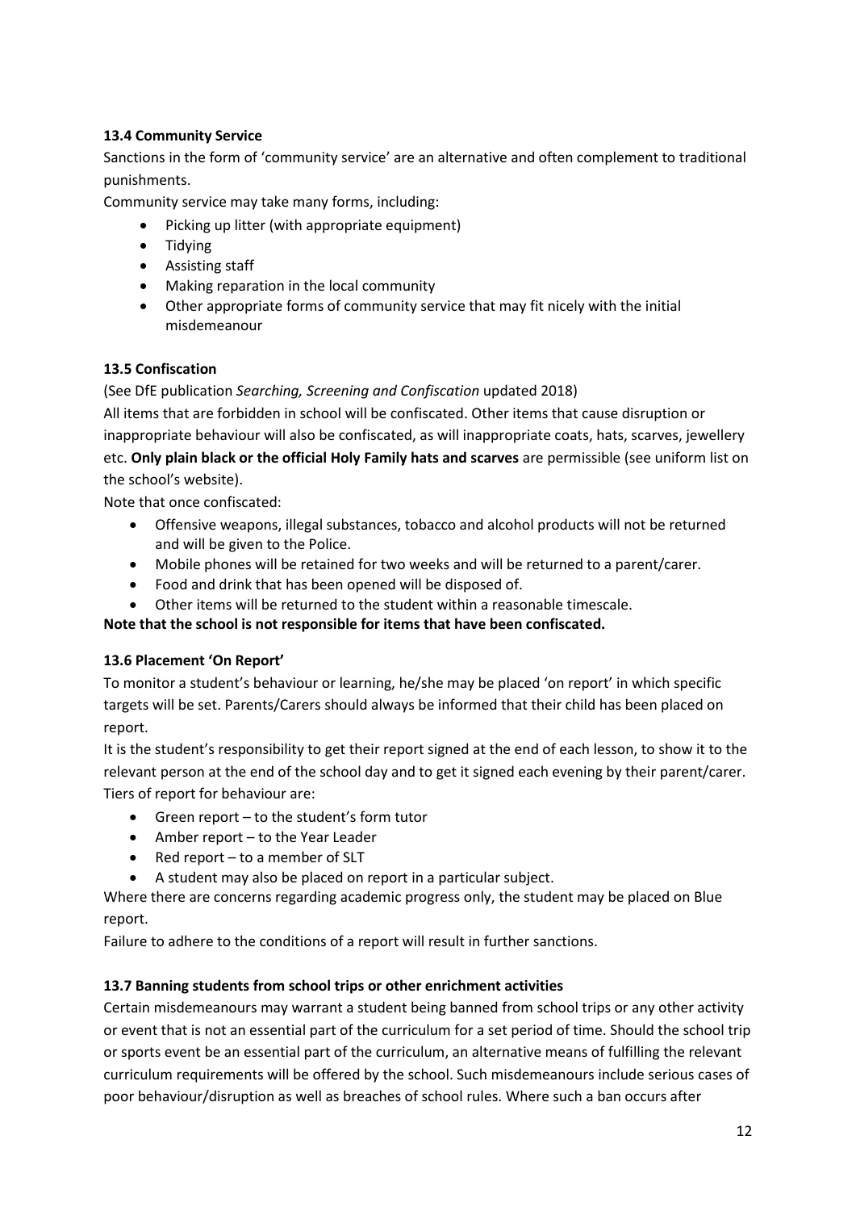### 13.4 Community Service

Sanctions in the form of 'community service' are an alternative and often complement to traditional punishments.

Community service may take many forms, including:

- Picking up litter (with appropriate equipment)
- Tidying
- Assisting staff
- Making reparation in the local community
- Other appropriate forms of community service that may fit nicely with the initial misdemeanour

### 13.5 Confiscation

(See DfE publication *Searching, Screening and Confiscation* updated 2018)

All items that are forbidden in school will be confiscated. Other items that cause disruption or inappropriate behaviour will also be confiscated, as will inappropriate coats, hats, scarves, jewellery etc. **Only plain black or the official Holy Family hats and scarves** are permissible (see uniform list on the school's website).

Note that once confiscated:

- Offensive weapons, illegal substances, tobacco and alcohol products will not be returned and will be given to the Police.
- Mobile phones will be retained for two weeks and will be returned to a parent/carer.
- Food and drink that has been opened will be disposed of.
- Other items will be returned to the student within a reasonable timescale.

**Note that the school is not responsible for items that have been confiscated.**

### 13.6 Placement 'On Report'

To monitor a student's behaviour or learning, he/she may be placed 'on report' in which specific targets will be set. Parents/Carers should always be informed that their child has been placed on report.

It is the student's responsibility to get their report signed at the end of each lesson, to show it to the relevant person at the end of the school day and to get it signed each evening by their parent/carer.

Tiers of report for behaviour are:

- Green report – to the student's form tutor
- Amber report – to the Year Leader
- Red report – to a member of SLT
- A student may also be placed on report in a particular subject.

Where there are concerns regarding academic progress only, the student may be placed on Blue report.

Failure to adhere to the conditions of a report will result in further sanctions.

### 13.7 Banning students from school trips or other enrichment activities

Certain misdemeanours may warrant a student being banned from school trips or any other activity or event that is not an essential part of the curriculum for a set period of time. Should the school trip or sports event be an essential part of the curriculum, an alternative means of fulfilling the relevant curriculum requirements will be offered by the school. Such misdemeanours include serious cases of poor behaviour/disruption as well as breaches of school rules. Where such a ban occurs after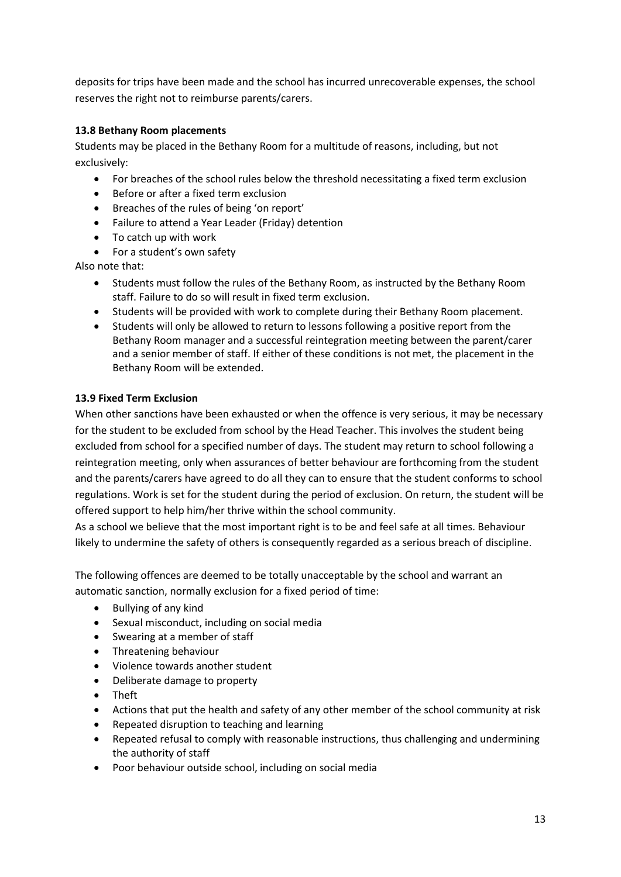deposits for trips have been made and the school has incurred unrecoverable expenses, the school reserves the right not to reimburse parents/carers.

### 13.8 Bethany Room placements

Students may be placed in the Bethany Room for a multitude of reasons, including, but not exclusively:

- For breaches of the school rules below the threshold necessitating a fixed term exclusion
- Before or after a fixed term exclusion
- Breaches of the rules of being 'on report'
- Failure to attend a Year Leader (Friday) detention
- To catch up with work
- For a student's own safety

Also note that:

- Students must follow the rules of the Bethany Room, as instructed by the Bethany Room staff. Failure to do so will result in fixed term exclusion.
- Students will be provided with work to complete during their Bethany Room placement.
- Students will only be allowed to return to lessons following a positive report from the Bethany Room manager and a successful reintegration meeting between the parent/carer and a senior member of staff. If either of these conditions is not met, the placement in the Bethany Room will be extended.

### 13.9 Fixed Term Exclusion

When other sanctions have been exhausted or when the offence is very serious, it may be necessary for the student to be excluded from school by the Head Teacher. This involves the student being excluded from school for a specified number of days. The student may return to school following a reintegration meeting, only when assurances of better behaviour are forthcoming from the student and the parents/carers have agreed to do all they can to ensure that the student conforms to school regulations. Work is set for the student during the period of exclusion. On return, the student will be offered support to help him/her thrive within the school community.

As a school we believe that the most important right is to be and feel safe at all times. Behaviour likely to undermine the safety of others is consequently regarded as a serious breach of discipline.

The following offences are deemed to be totally unacceptable by the school and warrant an automatic sanction, normally exclusion for a fixed period of time:

- Bullying of any kind
- Sexual misconduct, including on social media
- Swearing at a member of staff
- Threatening behaviour
- Violence towards another student
- Deliberate damage to property
- Theft
- Actions that put the health and safety of any other member of the school community at risk
- Repeated disruption to teaching and learning
- Repeated refusal to comply with reasonable instructions, thus challenging and undermining the authority of staff
- Poor behaviour outside school, including on social media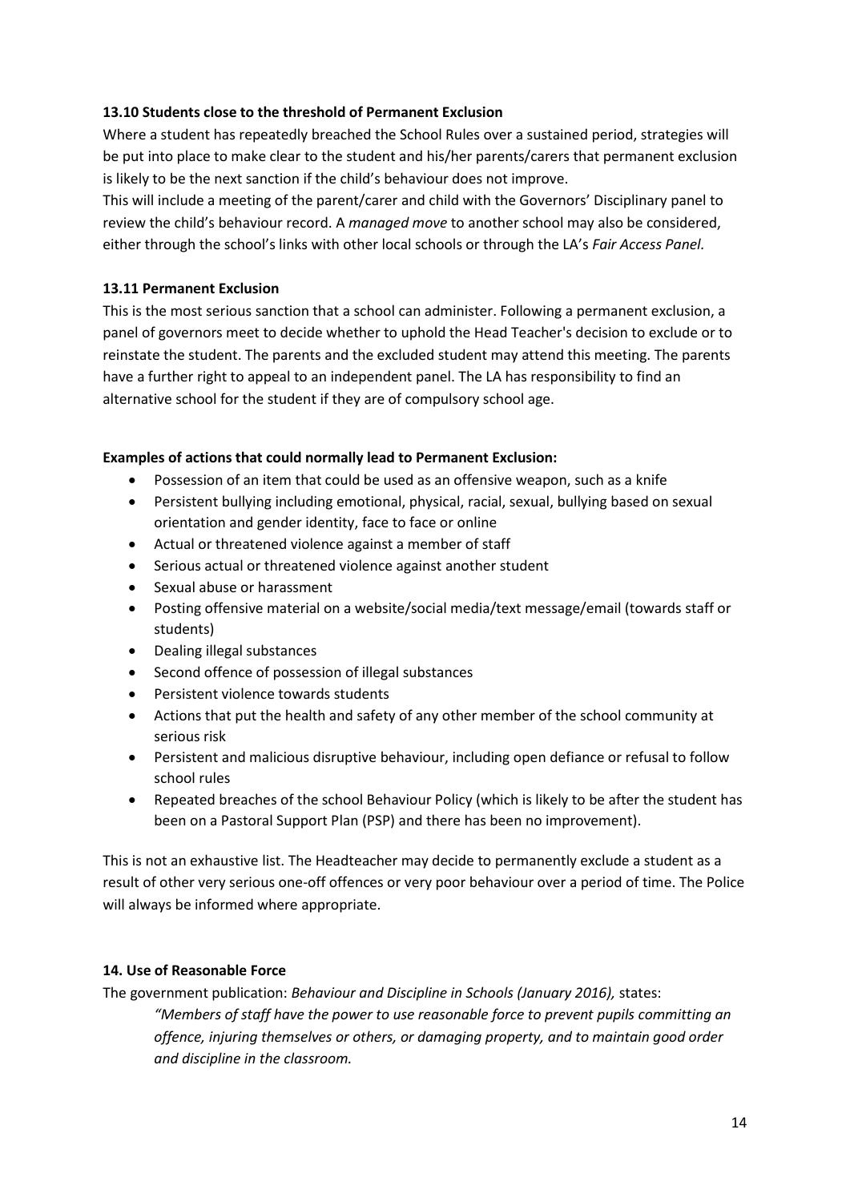### 13.10 Students close to the threshold of Permanent Exclusion

Where a student has repeatedly breached the School Rules over a sustained period, strategies will be put into place to make clear to the student and his/her parents/carers that permanent exclusion is likely to be the next sanction if the child's behaviour does not improve.

This will include a meeting of the parent/carer and child with the Governors' Disciplinary panel to review the child's behaviour record. A *managed move* to another school may also be considered, either through the school's links with other local schools or through the LA's *Fair Access Panel*.

### 13.11 Permanent Exclusion

This is the most serious sanction that a school can administer. Following a permanent exclusion, a panel of governors meet to decide whether to uphold the Head Teacher's decision to exclude or to reinstate the student. The parents and the excluded student may attend this meeting. The parents have a further right to appeal to an independent panel. The LA has responsibility to find an alternative school for the student if they are of compulsory school age.

**Examples of actions that could normally lead to Permanent Exclusion:**

- Possession of an item that could be used as an offensive weapon, such as a knife
- Persistent bullying including emotional, physical, racial, sexual, bullying based on sexual orientation and gender identity, face to face or online
- Actual or threatened violence against a member of staff
- Serious actual or threatened violence against another student
- Sexual abuse or harassment
- Posting offensive material on a website/social media/text message/email (towards staff or students)
- Dealing illegal substances
- Second offence of possession of illegal substances
- Persistent violence towards students
- Actions that put the health and safety of any other member of the school community at serious risk
- Persistent and malicious disruptive behaviour, including open defiance or refusal to follow school rules
- Repeated breaches of the school Behaviour Policy (which is likely to be after the student has been on a Pastoral Support Plan (PSP) and there has been no improvement).

This is not an exhaustive list. The Headteacher may decide to permanently exclude a student as a result of other very serious one-off offences or very poor behaviour over a period of time. The Police will always be informed where appropriate.

## 14. Use of Reasonable Force

The government publication: *Behaviour and Discipline in Schools (January 2016),* states:

> *"Members of staff have the power to use reasonable force to prevent pupils committing an offence, injuring themselves or others, or damaging property, and to maintain good order and discipline in the classroom.*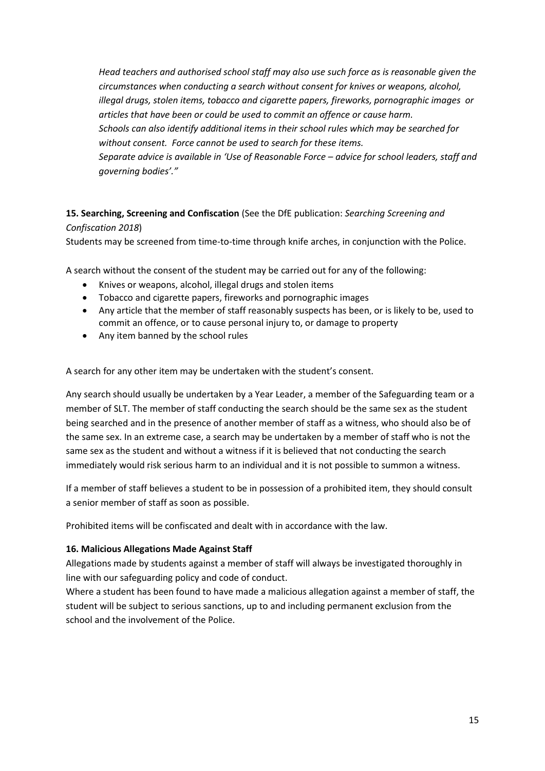*Head teachers and authorised school staff may also use such force as is reasonable given the circumstances when conducting a search without consent for knives or weapons, alcohol, illegal drugs, stolen items, tobacco and cigarette papers, fireworks, pornographic images or articles that have been or could be used to commit an offence or cause harm.*
*Schools can also identify additional items in their school rules which may be searched for without consent. Force cannot be used to search for these items.*
*Separate advice is available in 'Use of Reasonable Force – advice for school leaders, staff and governing bodies'."*

**15. Searching, Screening and Confiscation** (See the DfE publication: *Searching Screening and Confiscation 2018*)

Students may be screened from time-to-time through knife arches, in conjunction with the Police.

A search without the consent of the student may be carried out for any of the following:

- Knives or weapons, alcohol, illegal drugs and stolen items
- Tobacco and cigarette papers, fireworks and pornographic images
- Any article that the member of staff reasonably suspects has been, or is likely to be, used to commit an offence, or to cause personal injury to, or damage to property
- Any item banned by the school rules

A search for any other item may be undertaken with the student's consent.

Any search should usually be undertaken by a Year Leader, a member of the Safeguarding team or a member of SLT. The member of staff conducting the search should be the same sex as the student being searched and in the presence of another member of staff as a witness, who should also be of the same sex. In an extreme case, a search may be undertaken by a member of staff who is not the same sex as the student and without a witness if it is believed that not conducting the search immediately would risk serious harm to an individual and it is not possible to summon a witness.

If a member of staff believes a student to be in possession of a prohibited item, they should consult a senior member of staff as soon as possible.

Prohibited items will be confiscated and dealt with in accordance with the law.

**16. Malicious Allegations Made Against Staff**

Allegations made by students against a member of staff will always be investigated thoroughly in line with our safeguarding policy and code of conduct.

Where a student has been found to have made a malicious allegation against a member of staff, the student will be subject to serious sanctions, up to and including permanent exclusion from the school and the involvement of the Police.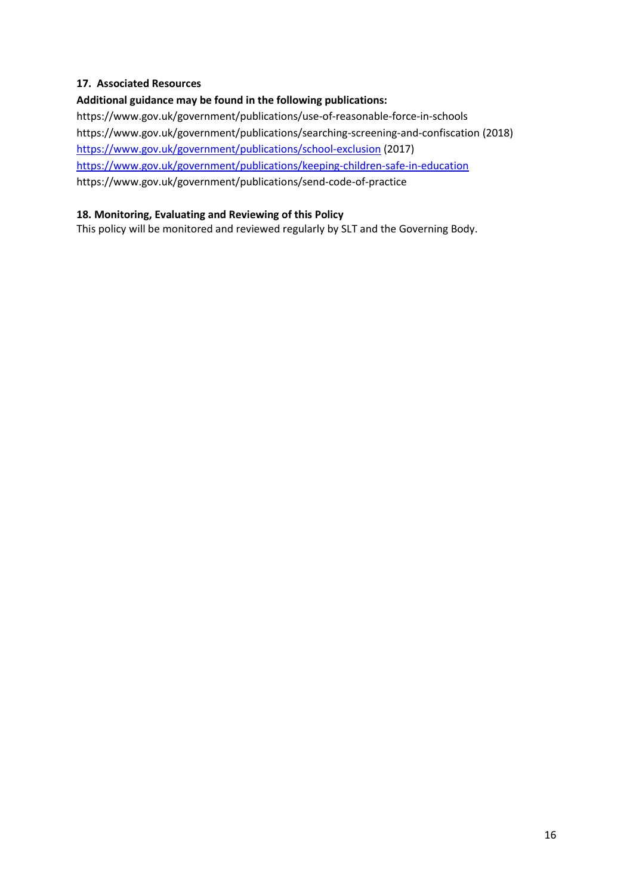### 17. Associated Resources

**Additional guidance may be found in the following publications:**

https://www.gov.uk/government/publications/use-of-reasonable-force-in-schools
https://www.gov.uk/government/publications/searching-screening-and-confiscation (2018)
https://www.gov.uk/government/publications/school-exclusion (2017)
https://www.gov.uk/government/publications/keeping-children-safe-in-education
https://www.gov.uk/government/publications/send-code-of-practice

### 18. Monitoring, Evaluating and Reviewing of this Policy

This policy will be monitored and reviewed regularly by SLT and the Governing Body.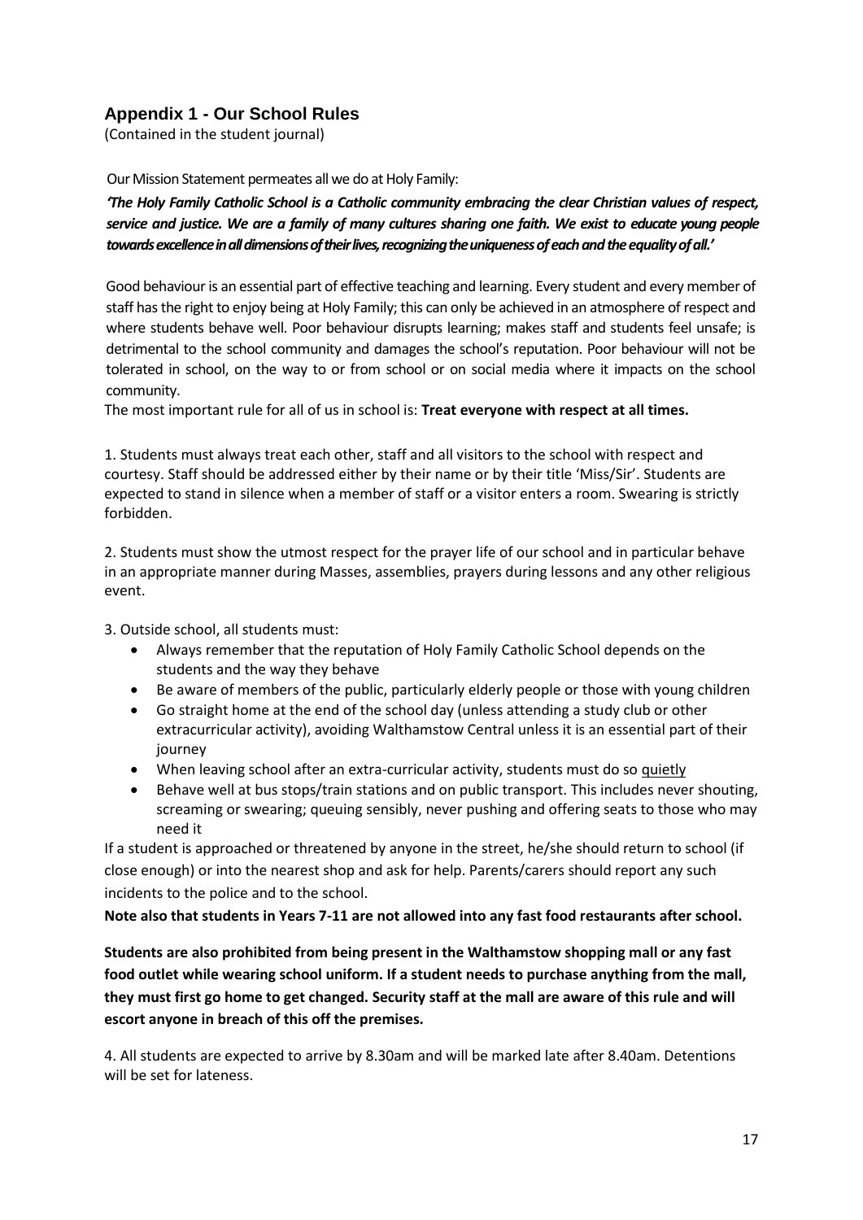## Appendix 1 - Our School Rules

(Contained in the student journal)

Our Mission Statement permeates all we do at Holy Family:

***'The Holy Family Catholic School is a Catholic community embracing the clear Christian values of respect, service and justice. We are a family of many cultures sharing one faith. We exist to educate young people towards excellence in all dimensions of their lives, recognizing the uniqueness of each and the equality of all.'***

Good behaviour is an essential part of effective teaching and learning. Every student and every member of staff has the right to enjoy being at Holy Family; this can only be achieved in an atmosphere of respect and where students behave well. Poor behaviour disrupts learning; makes staff and students feel unsafe; is detrimental to the school community and damages the school's reputation. Poor behaviour will not be tolerated in school, on the way to or from school or on social media where it impacts on the school community.

The most important rule for all of us in school is: **Treat everyone with respect at all times.**

1. Students must always treat each other, staff and all visitors to the school with respect and courtesy. Staff should be addressed either by their name or by their title 'Miss/Sir'. Students are expected to stand in silence when a member of staff or a visitor enters a room. Swearing is strictly forbidden.

2. Students must show the utmost respect for the prayer life of our school and in particular behave in an appropriate manner during Masses, assemblies, prayers during lessons and any other religious event.

3. Outside school, all students must:
   - Always remember that the reputation of Holy Family Catholic School depends on the students and the way they behave
   - Be aware of members of the public, particularly elderly people or those with young children
   - Go straight home at the end of the school day (unless attending a study club or other extracurricular activity), avoiding Walthamstow Central unless it is an essential part of their journey
   - When leaving school after an extra-curricular activity, students must do so <u>quietly</u>
   - Behave well at bus stops/train stations and on public transport. This includes never shouting, screaming or swearing; queuing sensibly, never pushing and offering seats to those who may need it

If a student is approached or threatened by anyone in the street, he/she should return to school (if close enough) or into the nearest shop and ask for help. Parents/carers should report any such incidents to the police and to the school.

**Note also that students in Years 7-11 are not allowed into any fast food restaurants after school.**

**Students are also prohibited from being present in the Walthamstow shopping mall or any fast food outlet while wearing school uniform. If a student needs to purchase anything from the mall, they must first go home to get changed. Security staff at the mall are aware of this rule and will escort anyone in breach of this off the premises.**

4. All students are expected to arrive by 8.30am and will be marked late after 8.40am. Detentions will be set for lateness.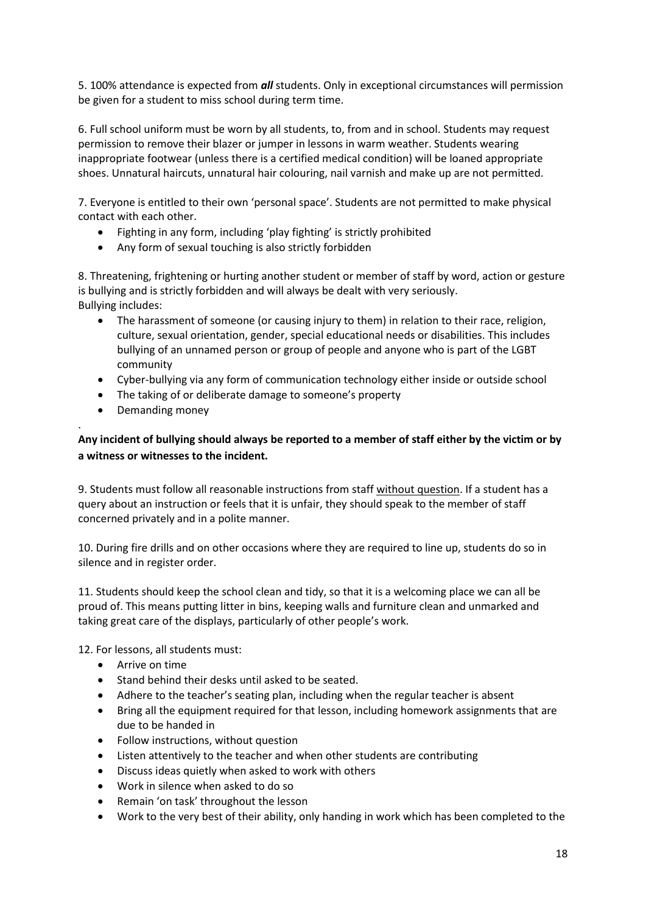5. 100% attendance is expected from ***all*** students. Only in exceptional circumstances will permission be given for a student to miss school during term time.

6. Full school uniform must be worn by all students, to, from and in school. Students may request permission to remove their blazer or jumper in lessons in warm weather. Students wearing inappropriate footwear (unless there is a certified medical condition) will be loaned appropriate shoes. Unnatural haircuts, unnatural hair colouring, nail varnish and make up are not permitted.

7. Everyone is entitled to their own 'personal space'. Students are not permitted to make physical contact with each other.

- Fighting in any form, including 'play fighting' is strictly prohibited
- Any form of sexual touching is also strictly forbidden

8. Threatening, frightening or hurting another student or member of staff by word, action or gesture is bullying and is strictly forbidden and will always be dealt with very seriously.
Bullying includes:

- The harassment of someone (or causing injury to them) in relation to their race, religion, culture, sexual orientation, gender, special educational needs or disabilities. This includes bullying of an unnamed person or group of people and anyone who is part of the LGBT community
- Cyber-bullying via any form of communication technology either inside or outside school
- The taking of or deliberate damage to someone's property
- Demanding money

.

**Any incident of bullying should always be reported to a member of staff either by the victim or by a witness or witnesses to the incident.**

9. Students must follow all reasonable instructions from staff <u>without question</u>. If a student has a query about an instruction or feels that it is unfair, they should speak to the member of staff concerned privately and in a polite manner.

10. During fire drills and on other occasions where they are required to line up, students do so in silence and in register order.

11. Students should keep the school clean and tidy, so that it is a welcoming place we can all be proud of. This means putting litter in bins, keeping walls and furniture clean and unmarked and taking great care of the displays, particularly of other people's work.

12. For lessons, all students must:

- Arrive on time
- Stand behind their desks until asked to be seated.
- Adhere to the teacher's seating plan, including when the regular teacher is absent
- Bring all the equipment required for that lesson, including homework assignments that are due to be handed in
- Follow instructions, without question
- Listen attentively to the teacher and when other students are contributing
- Discuss ideas quietly when asked to work with others
- Work in silence when asked to do so
- Remain 'on task' throughout the lesson
- Work to the very best of their ability, only handing in work which has been completed to the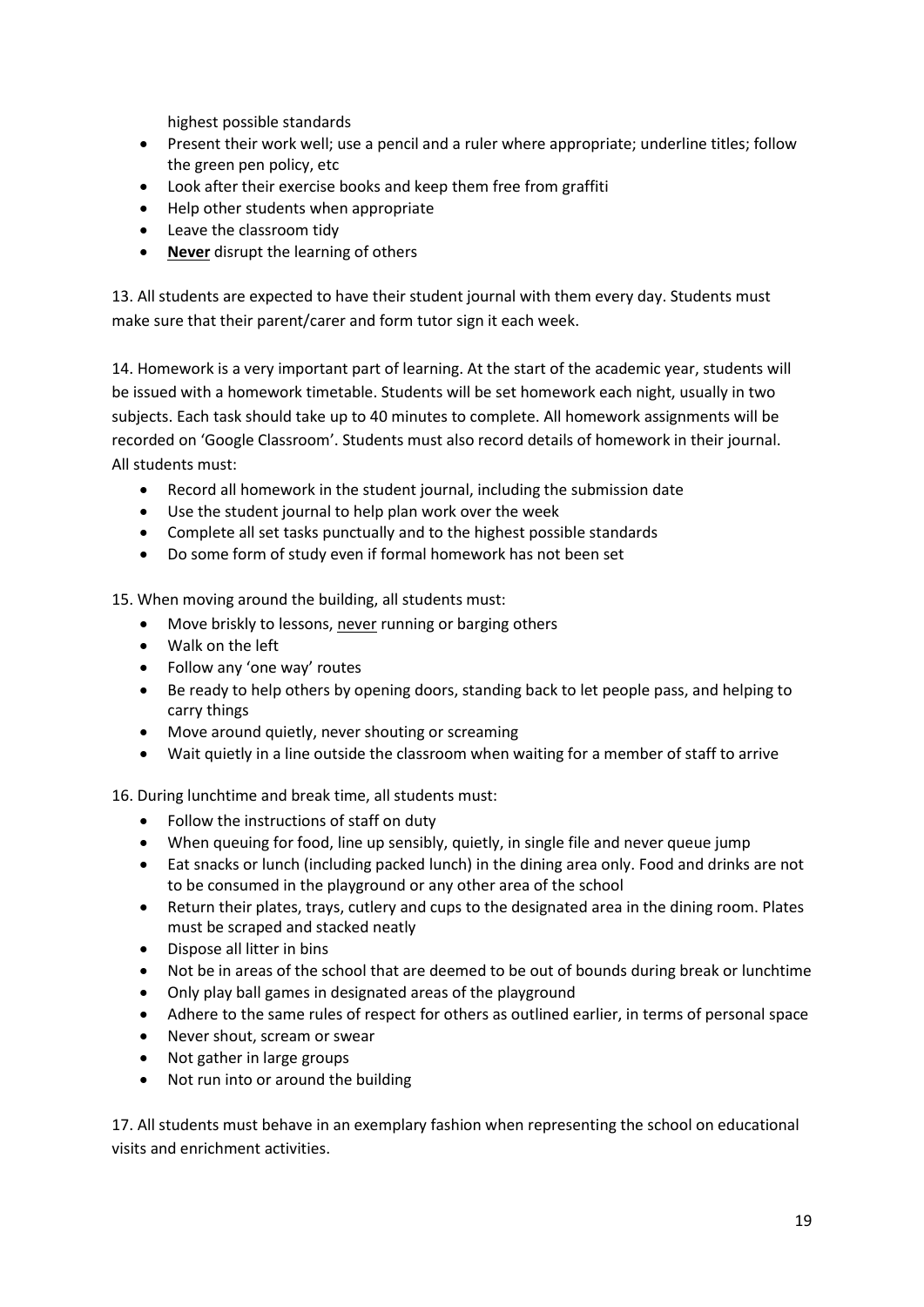highest possible standards

- Present their work well; use a pencil and a ruler where appropriate; underline titles; follow the green pen policy, etc
- Look after their exercise books and keep them free from graffiti
- Help other students when appropriate
- Leave the classroom tidy
- <u>**Never**</u> disrupt the learning of others

13. All students are expected to have their student journal with them every day. Students must make sure that their parent/carer and form tutor sign it each week.

14. Homework is a very important part of learning. At the start of the academic year, students will be issued with a homework timetable. Students will be set homework each night, usually in two subjects. Each task should take up to 40 minutes to complete. All homework assignments will be recorded on 'Google Classroom'. Students must also record details of homework in their journal. All students must:

- Record all homework in the student journal, including the submission date
- Use the student journal to help plan work over the week
- Complete all set tasks punctually and to the highest possible standards
- Do some form of study even if formal homework has not been set

15. When moving around the building, all students must:

- Move briskly to lessons, <u>never</u> running or barging others
- Walk on the left
- Follow any 'one way' routes
- Be ready to help others by opening doors, standing back to let people pass, and helping to carry things
- Move around quietly, never shouting or screaming
- Wait quietly in a line outside the classroom when waiting for a member of staff to arrive

16. During lunchtime and break time, all students must:

- Follow the instructions of staff on duty
- When queuing for food, line up sensibly, quietly, in single file and never queue jump
- Eat snacks or lunch (including packed lunch) in the dining area only. Food and drinks are not to be consumed in the playground or any other area of the school
- Return their plates, trays, cutlery and cups to the designated area in the dining room. Plates must be scraped and stacked neatly
- Dispose all litter in bins
- Not be in areas of the school that are deemed to be out of bounds during break or lunchtime
- Only play ball games in designated areas of the playground
- Adhere to the same rules of respect for others as outlined earlier, in terms of personal space
- Never shout, scream or swear
- Not gather in large groups
- Not run into or around the building

17. All students must behave in an exemplary fashion when representing the school on educational visits and enrichment activities.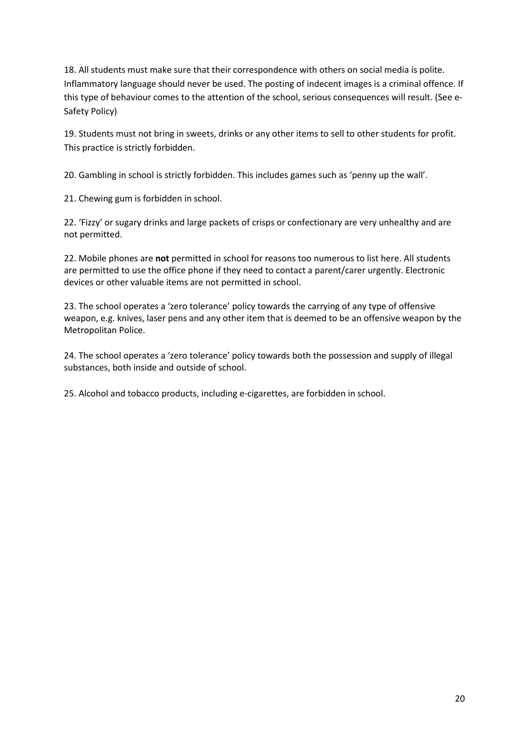18. All students must make sure that their correspondence with others on social media is polite. Inflammatory language should never be used. The posting of indecent images is a criminal offence. If this type of behaviour comes to the attention of the school, serious consequences will result. (See e-Safety Policy)

19. Students must not bring in sweets, drinks or any other items to sell to other students for profit. This practice is strictly forbidden.

20. Gambling in school is strictly forbidden. This includes games such as 'penny up the wall'.

21. Chewing gum is forbidden in school.

22. 'Fizzy' or sugary drinks and large packets of crisps or confectionary are very unhealthy and are not permitted.

22. Mobile phones are **not** permitted in school for reasons too numerous to list here. All students are permitted to use the office phone if they need to contact a parent/carer urgently. Electronic devices or other valuable items are not permitted in school.

23. The school operates a 'zero tolerance' policy towards the carrying of any type of offensive weapon, e.g. knives, laser pens and any other item that is deemed to be an offensive weapon by the Metropolitan Police.

24. The school operates a 'zero tolerance' policy towards both the possession and supply of illegal substances, both inside and outside of school.

25. Alcohol and tobacco products, including e-cigarettes, are forbidden in school.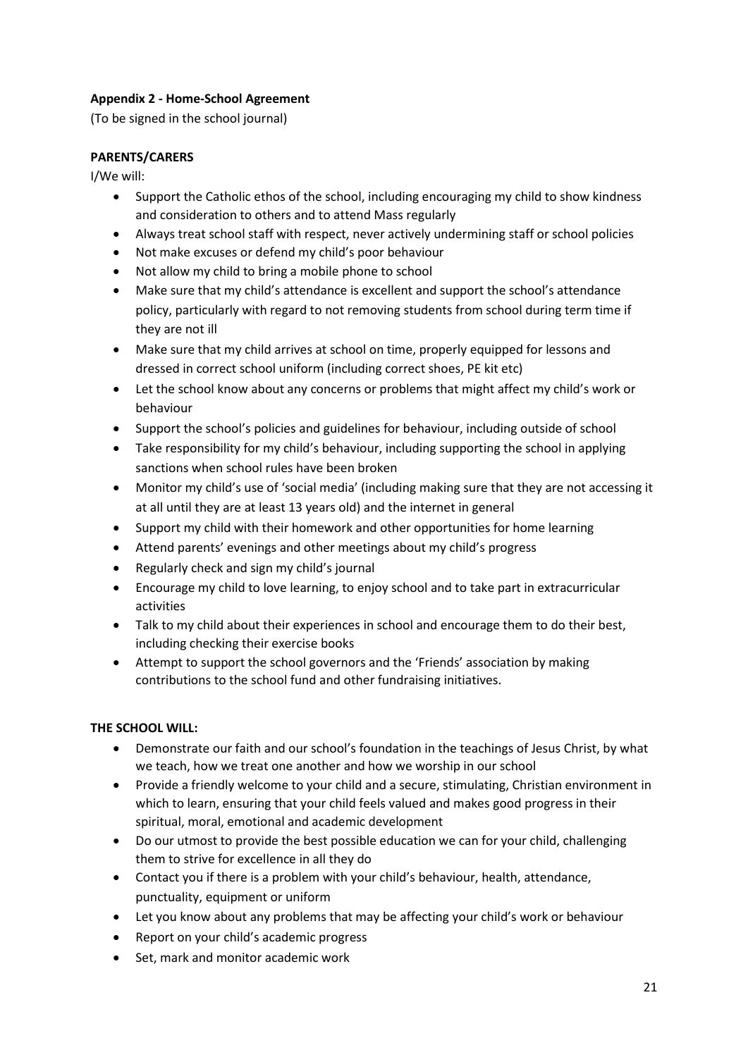**Appendix 2 - Home-School Agreement**

(To be signed in the school journal)

**PARENTS/CARERS**

I/We will:

- Support the Catholic ethos of the school, including encouraging my child to show kindness and consideration to others and to attend Mass regularly
- Always treat school staff with respect, never actively undermining staff or school policies
- Not make excuses or defend my child's poor behaviour
- Not allow my child to bring a mobile phone to school
- Make sure that my child's attendance is excellent and support the school's attendance policy, particularly with regard to not removing students from school during term time if they are not ill
- Make sure that my child arrives at school on time, properly equipped for lessons and dressed in correct school uniform (including correct shoes, PE kit etc)
- Let the school know about any concerns or problems that might affect my child's work or behaviour
- Support the school's policies and guidelines for behaviour, including outside of school
- Take responsibility for my child's behaviour, including supporting the school in applying sanctions when school rules have been broken
- Monitor my child's use of 'social media' (including making sure that they are not accessing it at all until they are at least 13 years old) and the internet in general
- Support my child with their homework and other opportunities for home learning
- Attend parents' evenings and other meetings about my child's progress
- Regularly check and sign my child's journal
- Encourage my child to love learning, to enjoy school and to take part in extracurricular activities
- Talk to my child about their experiences in school and encourage them to do their best, including checking their exercise books
- Attempt to support the school governors and the 'Friends' association by making contributions to the school fund and other fundraising initiatives.

**THE SCHOOL WILL:**

- Demonstrate our faith and our school's foundation in the teachings of Jesus Christ, by what we teach, how we treat one another and how we worship in our school
- Provide a friendly welcome to your child and a secure, stimulating, Christian environment in which to learn, ensuring that your child feels valued and makes good progress in their spiritual, moral, emotional and academic development
- Do our utmost to provide the best possible education we can for your child, challenging them to strive for excellence in all they do
- Contact you if there is a problem with your child's behaviour, health, attendance, punctuality, equipment or uniform
- Let you know about any problems that may be affecting your child's work or behaviour
- Report on your child's academic progress
- Set, mark and monitor academic work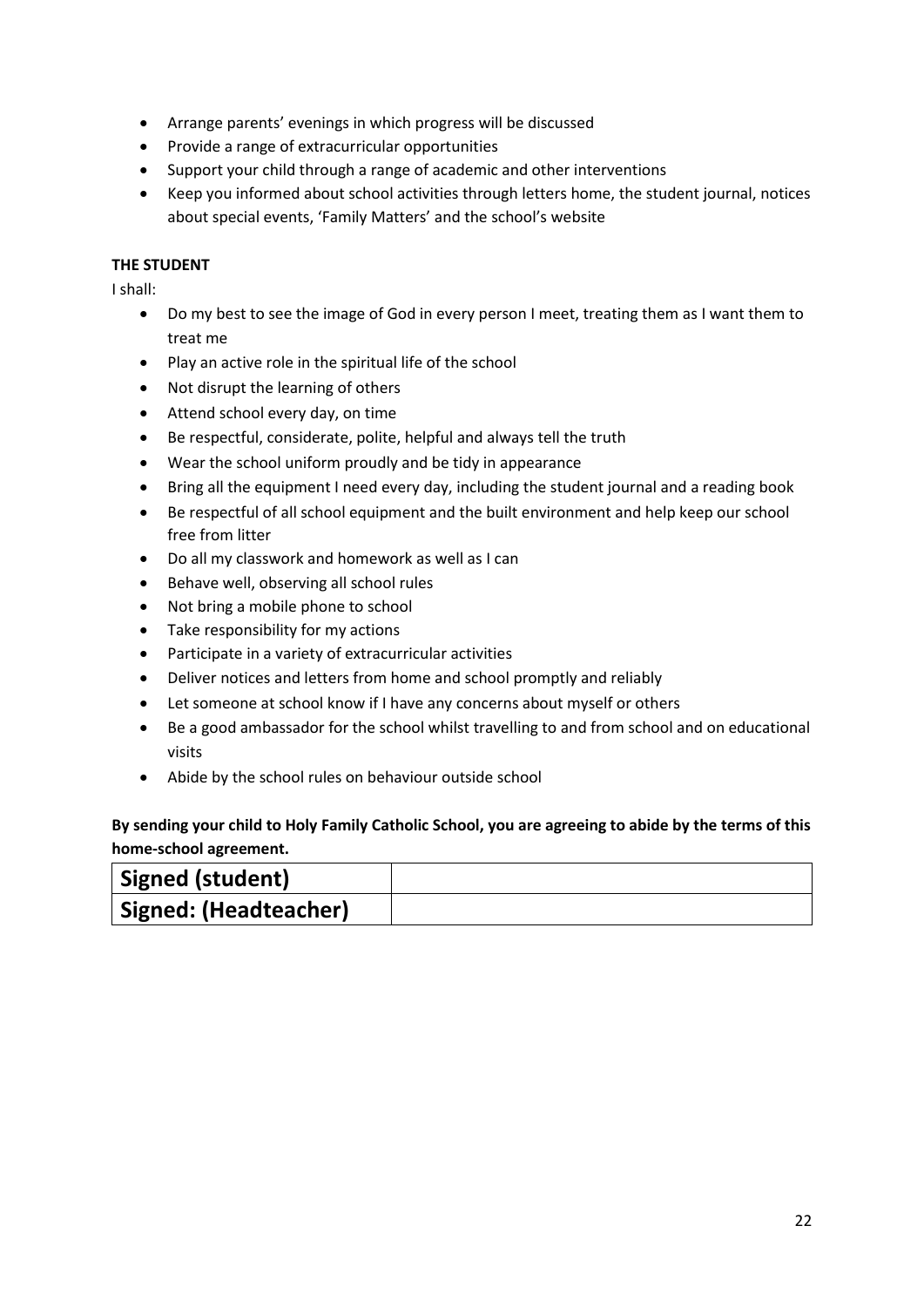- Arrange parents' evenings in which progress will be discussed
- Provide a range of extracurricular opportunities
- Support your child through a range of academic and other interventions
- Keep you informed about school activities through letters home, the student journal, notices about special events, 'Family Matters' and the school's website

**THE STUDENT**

I shall:

- Do my best to see the image of God in every person I meet, treating them as I want them to treat me
- Play an active role in the spiritual life of the school
- Not disrupt the learning of others
- Attend school every day, on time
- Be respectful, considerate, polite, helpful and always tell the truth
- Wear the school uniform proudly and be tidy in appearance
- Bring all the equipment I need every day, including the student journal and a reading book
- Be respectful of all school equipment and the built environment and help keep our school free from litter
- Do all my classwork and homework as well as I can
- Behave well, observing all school rules
- Not bring a mobile phone to school
- Take responsibility for my actions
- Participate in a variety of extracurricular activities
- Deliver notices and letters from home and school promptly and reliably
- Let someone at school know if I have any concerns about myself or others
- Be a good ambassador for the school whilst travelling to and from school and on educational visits
- Abide by the school rules on behaviour outside school

**By sending your child to Holy Family Catholic School, you are agreeing to abide by the terms of this home-school agreement.**

| **Signed (student)** | |
|---|---|
| **Signed: (Headteacher)** | |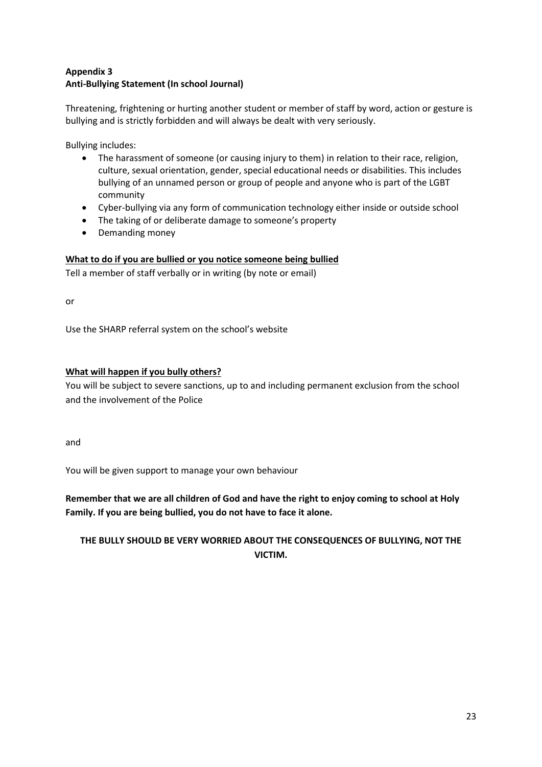**Appendix 3**
**Anti-Bullying Statement (In school Journal)**

Threatening, frightening or hurting another student or member of staff by word, action or gesture is bullying and is strictly forbidden and will always be dealt with very seriously.

Bullying includes:

- The harassment of someone (or causing injury to them) in relation to their race, religion, culture, sexual orientation, gender, special educational needs or disabilities. This includes bullying of an unnamed person or group of people and anyone who is part of the LGBT community
- Cyber-bullying via any form of communication technology either inside or outside school
- The taking of or deliberate damage to someone's property
- Demanding money

**<u>What to do if you are bullied or you notice someone being bullied</u>**

Tell a member of staff verbally or in writing (by note or email)

or

Use the SHARP referral system on the school's website

**<u>What will happen if you bully others?</u>**

You will be subject to severe sanctions, up to and including permanent exclusion from the school and the involvement of the Police

and

You will be given support to manage your own behaviour

**Remember that we are all children of God and have the right to enjoy coming to school at Holy Family. If you are being bullied, you do not have to face it alone.**

**THE BULLY SHOULD BE VERY WORRIED ABOUT THE CONSEQUENCES OF BULLYING, NOT THE VICTIM.**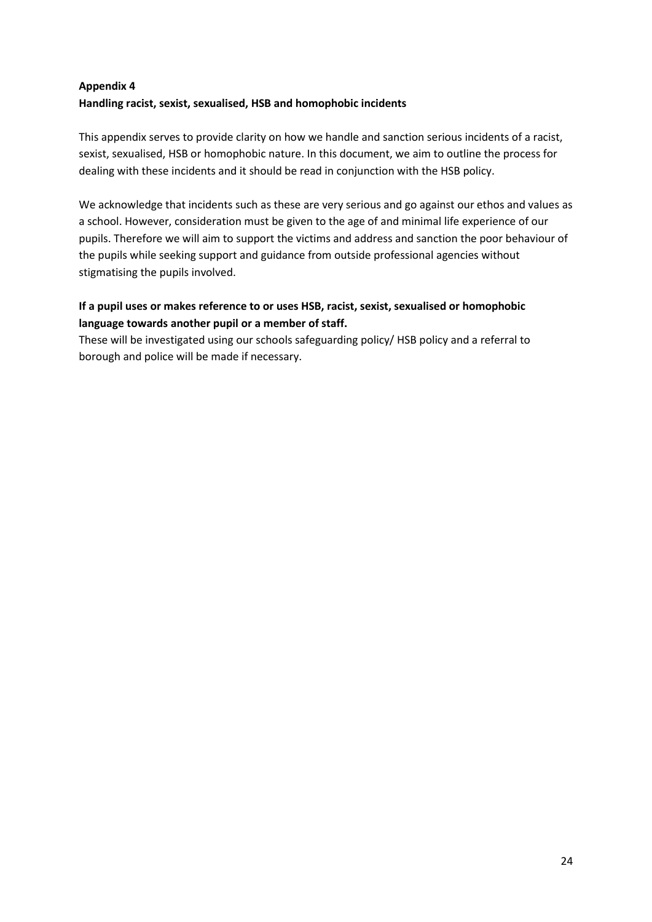## Appendix 4

**Handling racist, sexist, sexualised, HSB and homophobic incidents**

This appendix serves to provide clarity on how we handle and sanction serious incidents of a racist, sexist, sexualised, HSB or homophobic nature. In this document, we aim to outline the process for dealing with these incidents and it should be read in conjunction with the HSB policy.

We acknowledge that incidents such as these are very serious and go against our ethos and values as a school. However, consideration must be given to the age of and minimal life experience of our pupils. Therefore we will aim to support the victims and address and sanction the poor behaviour of the pupils while seeking support and guidance from outside professional agencies without stigmatising the pupils involved.

**If a pupil uses or makes reference to or uses HSB, racist, sexist, sexualised or homophobic language towards another pupil or a member of staff.**

These will be investigated using our schools safeguarding policy/ HSB policy and a referral to borough and police will be made if necessary.